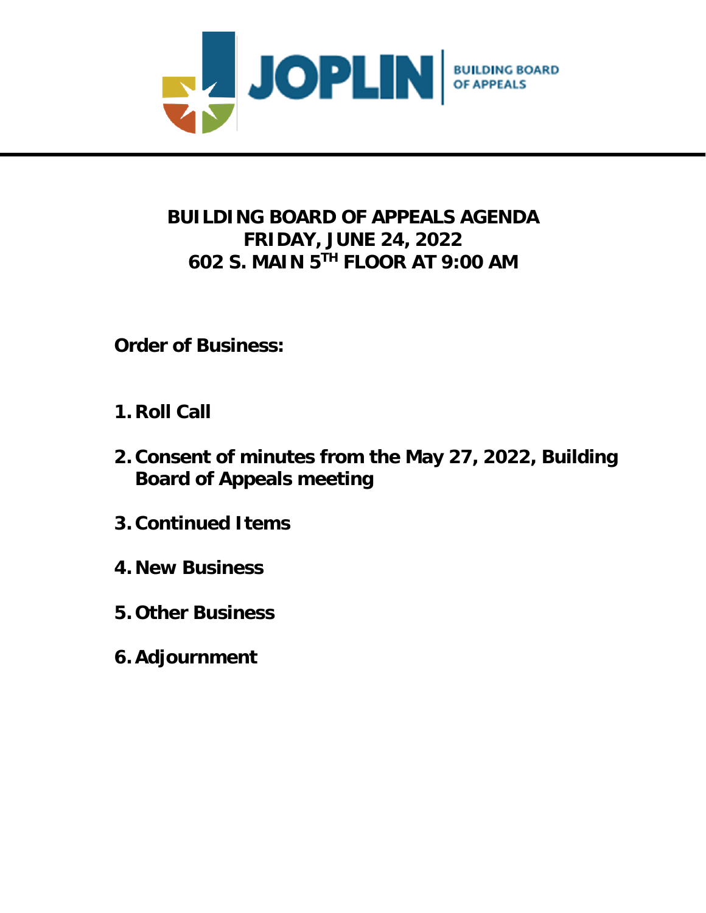JOPLIN BUILDING BOARD OF APPEALS

# BUILDING BOARD OF APPEALS AGENDA
# FRIDAY, JUNE 24, 2022
# 602 S. MAIN 5TH FLOOR AT 9:00 AM

**Order of Business:**

1. **Roll Call**
2. **Consent of minutes from the May 27, 2022, Building Board of Appeals meeting**
3. **Continued Items**
4. **New Business**
5. **Other Business**
6. **Adjournment**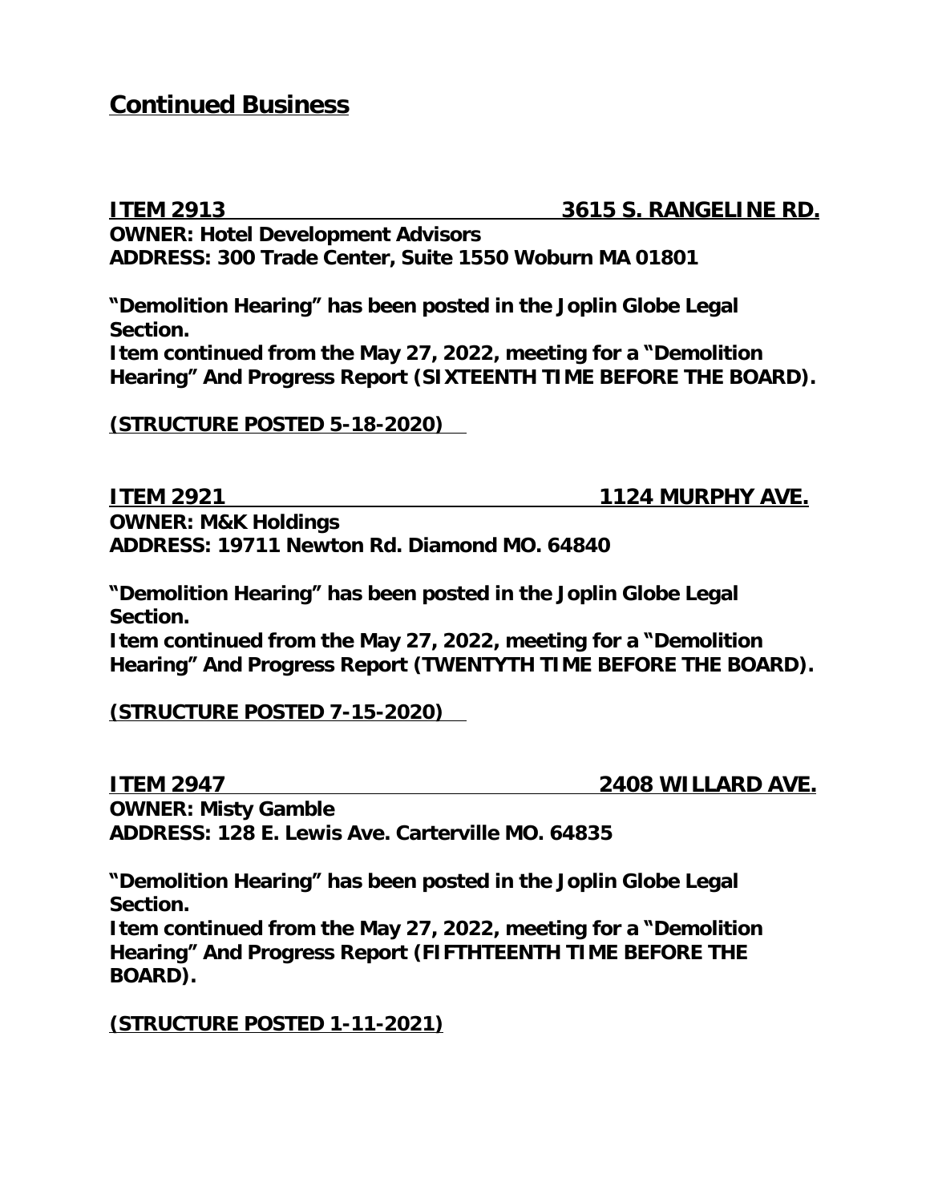## Continued Business

**ITEM 2913 3615 S. RANGELINE RD.**
**OWNER: Hotel Development Advisors**
**ADDRESS: 300 Trade Center, Suite 1550 Woburn MA 01801**

**"Demolition Hearing" has been posted in the Joplin Globe Legal Section.**
**Item continued from the May 27, 2022, meeting for a "Demolition Hearing" And Progress Report (SIXTEENTH TIME BEFORE THE BOARD).**

**(STRUCTURE POSTED 5-18-2020)**

**ITEM 2921 1124 MURPHY AVE.**
**OWNER: M&K Holdings**
**ADDRESS: 19711 Newton Rd. Diamond MO. 64840**

**"Demolition Hearing" has been posted in the Joplin Globe Legal Section.**
**Item continued from the May 27, 2022, meeting for a "Demolition Hearing" And Progress Report (TWENTYTH TIME BEFORE THE BOARD).**

**(STRUCTURE POSTED 7-15-2020)**

**ITEM 2947 2408 WILLARD AVE.**
**OWNER: Misty Gamble**
**ADDRESS: 128 E. Lewis Ave. Carterville MO. 64835**

**"Demolition Hearing" has been posted in the Joplin Globe Legal Section.**
**Item continued from the May 27, 2022, meeting for a "Demolition Hearing" And Progress Report (FIFTHTEENTH TIME BEFORE THE BOARD).**

**(STRUCTURE POSTED 1-11-2021)**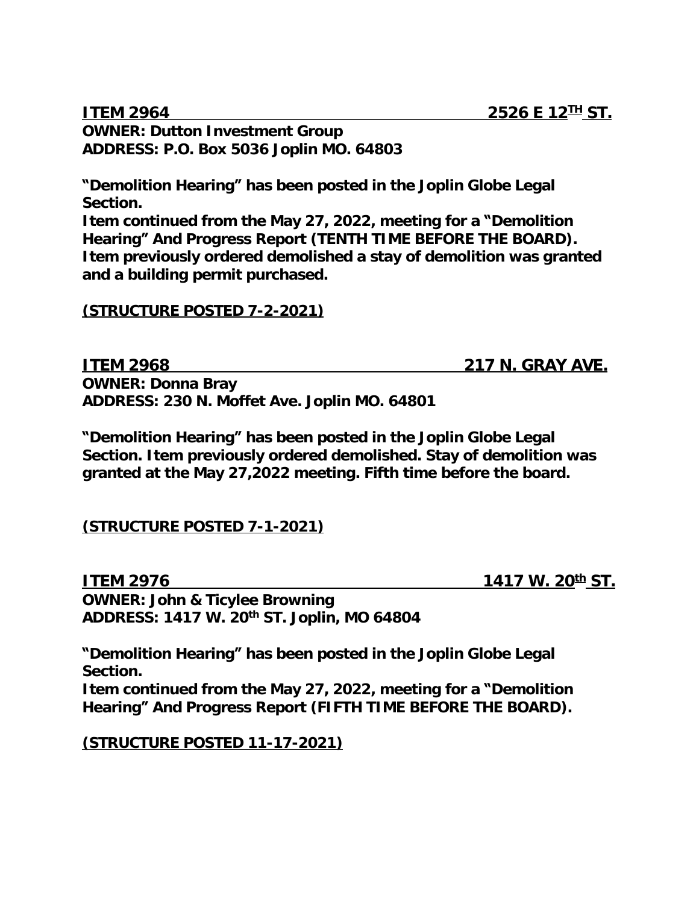**ITEM 2964 — 2526 E 12TH ST.**

**OWNER: Dutton Investment Group**
**ADDRESS: P.O. Box 5036 Joplin MO. 64803**

**"Demolition Hearing" has been posted in the Joplin Globe Legal Section.**
**Item continued from the May 27, 2022, meeting for a "Demolition Hearing" And Progress Report (TENTH TIME BEFORE THE BOARD). Item previously ordered demolished a stay of demolition was granted and a building permit purchased.**

**(STRUCTURE POSTED 7-2-2021)**

**ITEM 2968 — 217 N. GRAY AVE.**

**OWNER: Donna Bray**
**ADDRESS: 230 N. Moffet Ave. Joplin MO. 64801**

**"Demolition Hearing" has been posted in the Joplin Globe Legal Section. Item previously ordered demolished. Stay of demolition was granted at the May 27,2022 meeting. Fifth time before the board.**

**(STRUCTURE POSTED 7-1-2021)**

**ITEM 2976 — 1417 W. 20th ST.**

**OWNER: John & Ticylee Browning**
**ADDRESS: 1417 W. 20th ST. Joplin, MO 64804**

**"Demolition Hearing" has been posted in the Joplin Globe Legal Section.**
**Item continued from the May 27, 2022, meeting for a "Demolition Hearing" And Progress Report (FIFTH TIME BEFORE THE BOARD).**

**(STRUCTURE POSTED 11-17-2021)**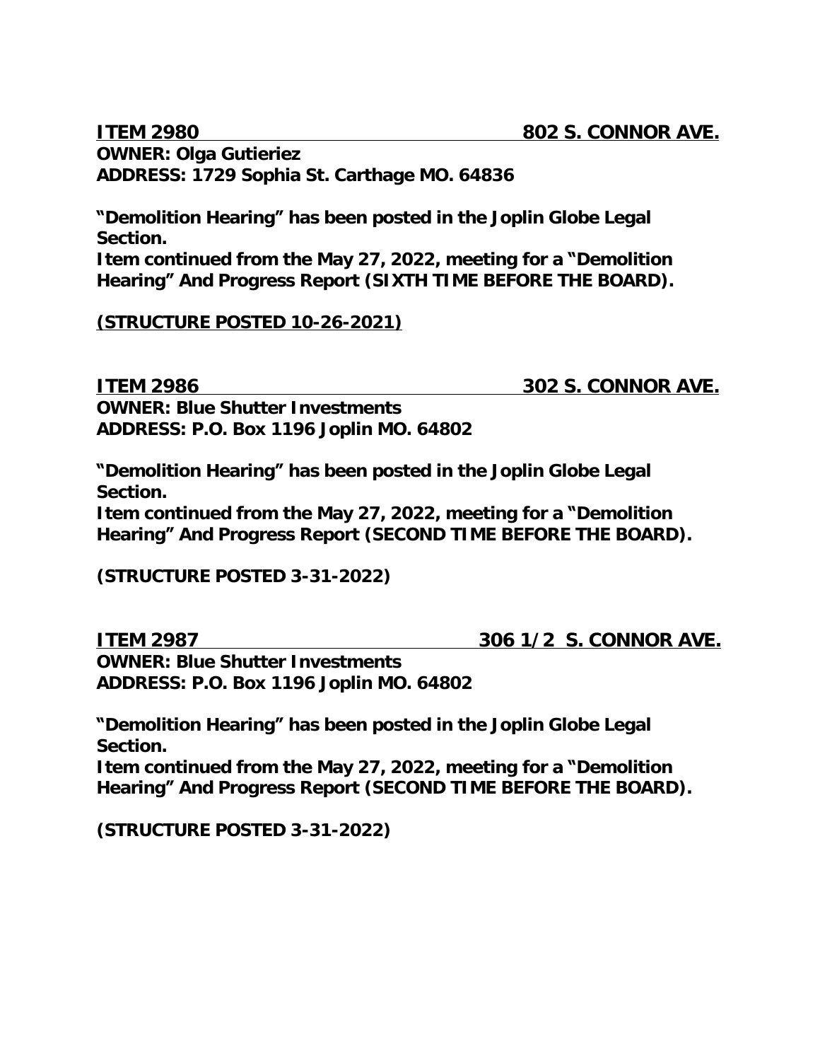**ITEM 2980 802 S. CONNOR AVE.**

**OWNER: Olga Gutieriez**
**ADDRESS: 1729 Sophia St. Carthage MO. 64836**

**"Demolition Hearing" has been posted in the Joplin Globe Legal Section.**
**Item continued from the May 27, 2022, meeting for a "Demolition Hearing" And Progress Report (SIXTH TIME BEFORE THE BOARD).**

**(STRUCTURE POSTED 10-26-2021)**

**ITEM 2986 302 S. CONNOR AVE.**

**OWNER: Blue Shutter Investments**
**ADDRESS: P.O. Box 1196 Joplin MO. 64802**

**"Demolition Hearing" has been posted in the Joplin Globe Legal Section.**
**Item continued from the May 27, 2022, meeting for a "Demolition Hearing" And Progress Report (SECOND TIME BEFORE THE BOARD).**

**(STRUCTURE POSTED 3-31-2022)**

**ITEM 2987 306 1/2 S. CONNOR AVE.**

**OWNER: Blue Shutter Investments**
**ADDRESS: P.O. Box 1196 Joplin MO. 64802**

**"Demolition Hearing" has been posted in the Joplin Globe Legal Section.**
**Item continued from the May 27, 2022, meeting for a "Demolition Hearing" And Progress Report (SECOND TIME BEFORE THE BOARD).**

**(STRUCTURE POSTED 3-31-2022)**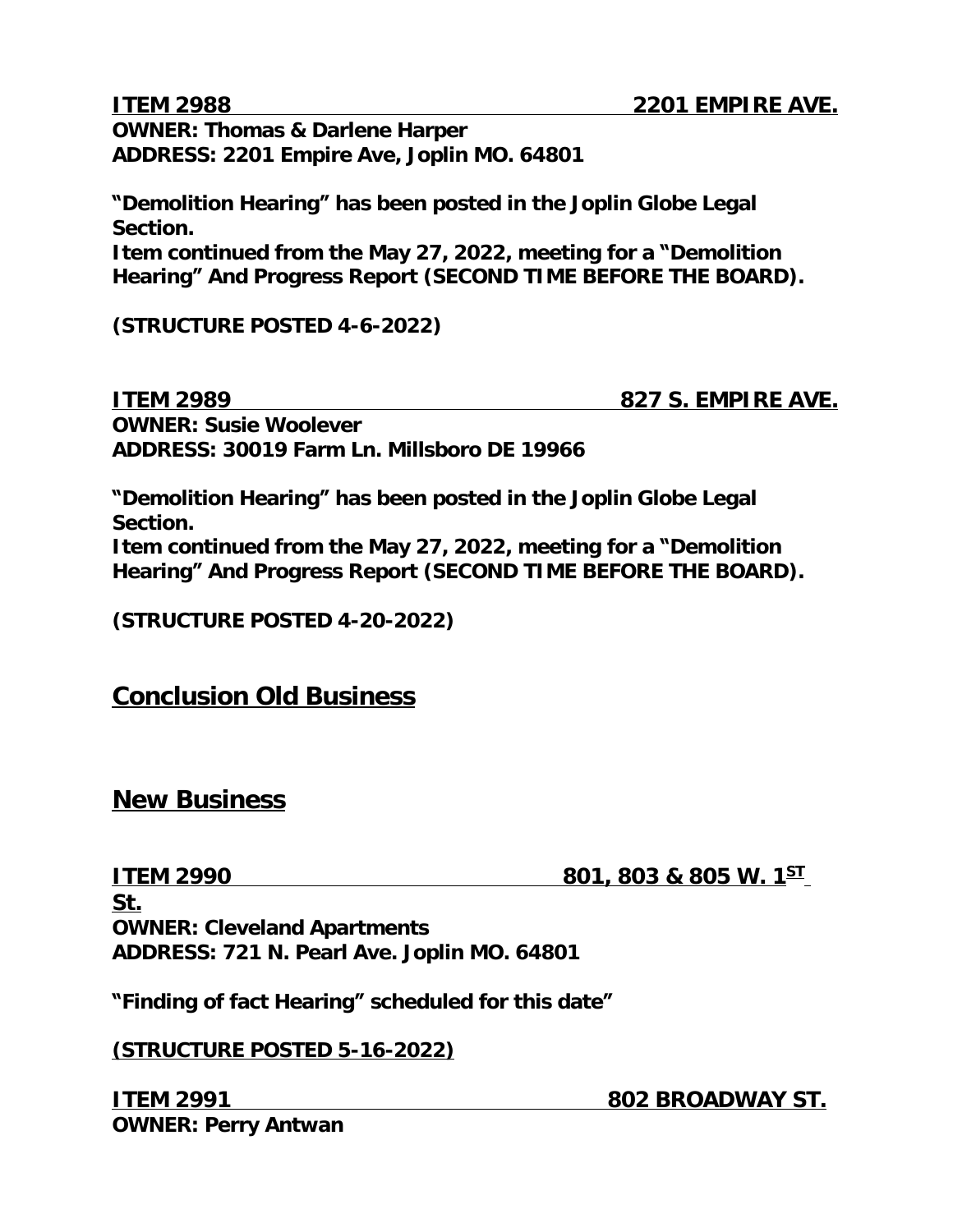**ITEM 2988 2201 EMPIRE AVE.**
**OWNER: Thomas & Darlene Harper**
**ADDRESS: 2201 Empire Ave, Joplin MO. 64801**

**"Demolition Hearing" has been posted in the Joplin Globe Legal Section.**
**Item continued from the May 27, 2022, meeting for a "Demolition Hearing" And Progress Report (SECOND TIME BEFORE THE BOARD).**

**(STRUCTURE POSTED 4-6-2022)**

**ITEM 2989 827 S. EMPIRE AVE.**
**OWNER: Susie Woolever**
**ADDRESS: 30019 Farm Ln. Millsboro DE 19966**

**"Demolition Hearing" has been posted in the Joplin Globe Legal Section.**
**Item continued from the May 27, 2022, meeting for a "Demolition Hearing" And Progress Report (SECOND TIME BEFORE THE BOARD).**

**(STRUCTURE POSTED 4-20-2022)**

## Conclusion Old Business

## New Business

**ITEM 2990 801, 803 & 805 W. 1ST St.**
**OWNER: Cleveland Apartments**
**ADDRESS: 721 N. Pearl Ave. Joplin MO. 64801**

**"Finding of fact Hearing" scheduled for this date"**

**(STRUCTURE POSTED 5-16-2022)**

**ITEM 2991 802 BROADWAY ST.**
**OWNER: Perry Antwan**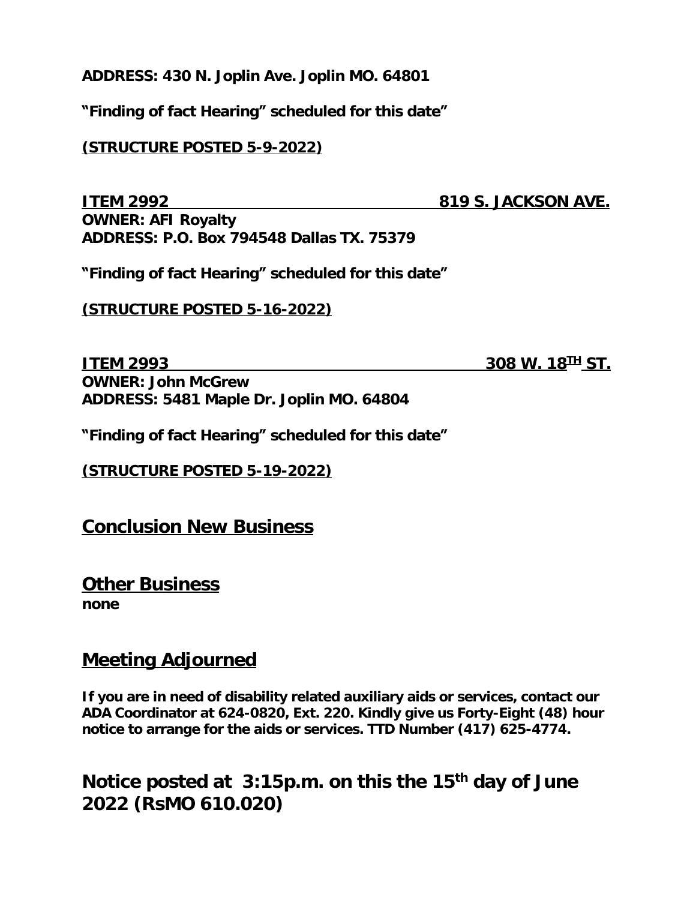**ADDRESS: 430 N. Joplin Ave. Joplin MO. 64801**

**"Finding of fact Hearing" scheduled for this date"**

**(STRUCTURE POSTED 5-9-2022)**

**ITEM 2992 819 S. JACKSON AVE.**
**OWNER: AFI Royalty**
**ADDRESS: P.O. Box 794548 Dallas TX. 75379**

**"Finding of fact Hearing" scheduled for this date"**

**(STRUCTURE POSTED 5-16-2022)**

**ITEM 2993 308 W. 18TH ST.**
**OWNER: John McGrew**
**ADDRESS: 5481 Maple Dr. Joplin MO. 64804**

**"Finding of fact Hearing" scheduled for this date"**

**(STRUCTURE POSTED 5-19-2022)**

## Conclusion New Business

## Other Business

**none**

## Meeting Adjourned

**If you are in need of disability related auxiliary aids or services, contact our ADA Coordinator at 624-0820, Ext. 220. Kindly give us Forty-Eight (48) hour notice to arrange for the aids or services. TTD Number (417) 625-4774.**

## Notice posted at 3:15p.m. on this the 15th day of June 2022 (RsMO 610.020)